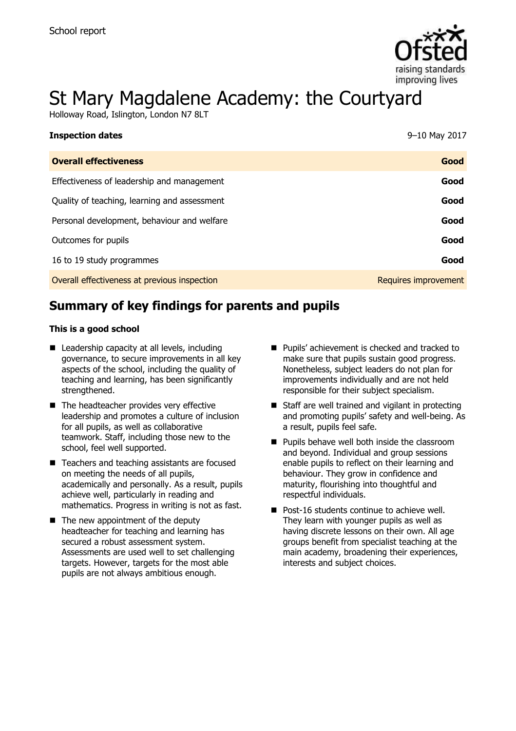School report

# St Mary Magdalene Academy: the Courtyard

Holloway Road, Islington, London N7 8LT

| **Inspection dates** | 9–10 May 2017 |
|---|---|
| **Overall effectiveness** | **Good** |
| Effectiveness of leadership and management | **Good** |
| Quality of teaching, learning and assessment | **Good** |
| Personal development, behaviour and welfare | **Good** |
| Outcomes for pupils | **Good** |
| 16 to 19 study programmes | **Good** |
| Overall effectiveness at previous inspection | Requires improvement |

## Summary of key findings for parents and pupils

**This is a good school**

- Leadership capacity at all levels, including governance, to secure improvements in all key aspects of the school, including the quality of teaching and learning, has been significantly strengthened.
- The headteacher provides very effective leadership and promotes a culture of inclusion for all pupils, as well as collaborative teamwork. Staff, including those new to the school, feel well supported.
- Teachers and teaching assistants are focused on meeting the needs of all pupils, academically and personally. As a result, pupils achieve well, particularly in reading and mathematics. Progress in writing is not as fast.
- The new appointment of the deputy headteacher for teaching and learning has secured a robust assessment system. Assessments are used well to set challenging targets. However, targets for the most able pupils are not always ambitious enough.
- Pupils' achievement is checked and tracked to make sure that pupils sustain good progress. Nonetheless, subject leaders do not plan for improvements individually and are not held responsible for their subject specialism.
- Staff are well trained and vigilant in protecting and promoting pupils' safety and well-being. As a result, pupils feel safe.
- Pupils behave well both inside the classroom and beyond. Individual and group sessions enable pupils to reflect on their learning and behaviour. They grow in confidence and maturity, flourishing into thoughtful and respectful individuals.
- Post-16 students continue to achieve well. They learn with younger pupils as well as having discrete lessons on their own. All age groups benefit from specialist teaching at the main academy, broadening their experiences, interests and subject choices.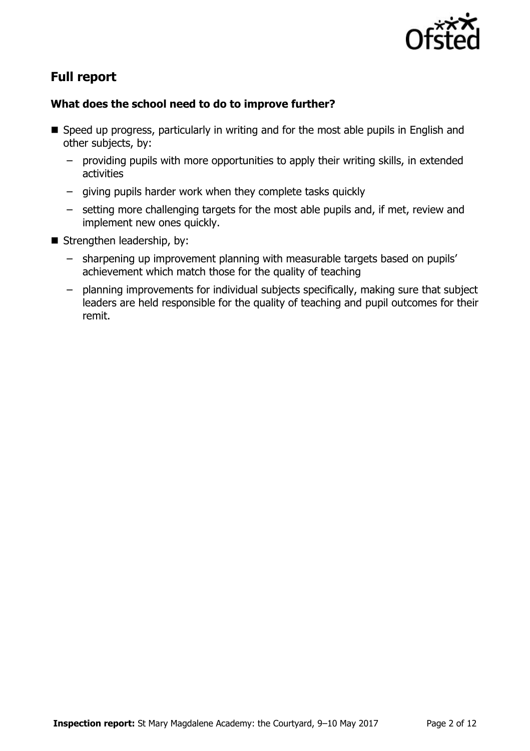## Full report

### What does the school need to do to improve further?

- Speed up progress, particularly in writing and for the most able pupils in English and other subjects, by:
  - providing pupils with more opportunities to apply their writing skills, in extended activities
  - giving pupils harder work when they complete tasks quickly
  - setting more challenging targets for the most able pupils and, if met, review and implement new ones quickly.
- Strengthen leadership, by:
  - sharpening up improvement planning with measurable targets based on pupils' achievement which match those for the quality of teaching
  - planning improvements for individual subjects specifically, making sure that subject leaders are held responsible for the quality of teaching and pupil outcomes for their remit.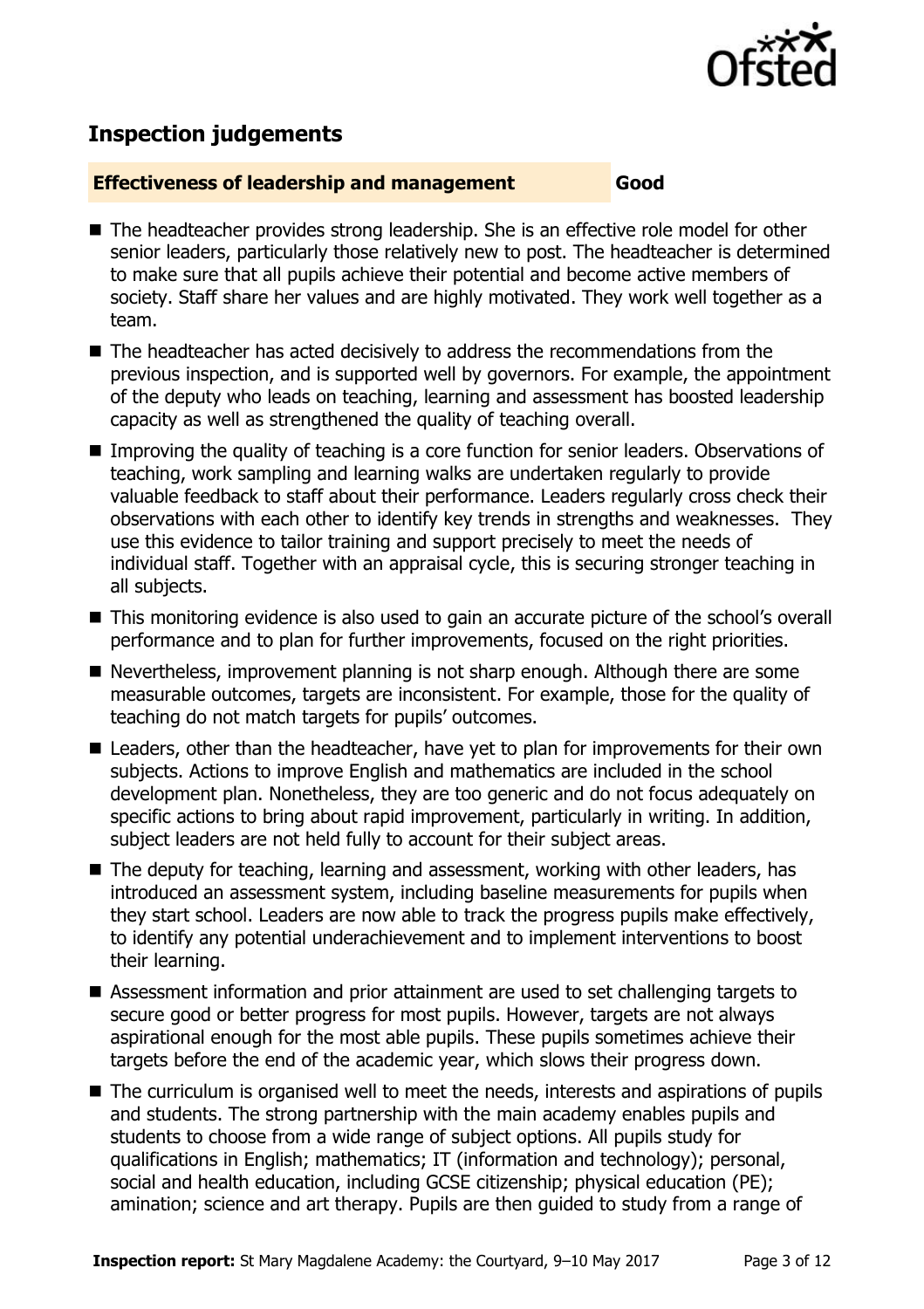## Inspection judgements

| Effectiveness of leadership and management | Good |
| --- | --- |

- The headteacher provides strong leadership. She is an effective role model for other senior leaders, particularly those relatively new to post. The headteacher is determined to make sure that all pupils achieve their potential and become active members of society. Staff share her values and are highly motivated. They work well together as a team.
- The headteacher has acted decisively to address the recommendations from the previous inspection, and is supported well by governors. For example, the appointment of the deputy who leads on teaching, learning and assessment has boosted leadership capacity as well as strengthened the quality of teaching overall.
- Improving the quality of teaching is a core function for senior leaders. Observations of teaching, work sampling and learning walks are undertaken regularly to provide valuable feedback to staff about their performance. Leaders regularly cross check their observations with each other to identify key trends in strengths and weaknesses. They use this evidence to tailor training and support precisely to meet the needs of individual staff. Together with an appraisal cycle, this is securing stronger teaching in all subjects.
- This monitoring evidence is also used to gain an accurate picture of the school's overall performance and to plan for further improvements, focused on the right priorities.
- Nevertheless, improvement planning is not sharp enough. Although there are some measurable outcomes, targets are inconsistent. For example, those for the quality of teaching do not match targets for pupils' outcomes.
- Leaders, other than the headteacher, have yet to plan for improvements for their own subjects. Actions to improve English and mathematics are included in the school development plan. Nonetheless, they are too generic and do not focus adequately on specific actions to bring about rapid improvement, particularly in writing. In addition, subject leaders are not held fully to account for their subject areas.
- The deputy for teaching, learning and assessment, working with other leaders, has introduced an assessment system, including baseline measurements for pupils when they start school. Leaders are now able to track the progress pupils make effectively, to identify any potential underachievement and to implement interventions to boost their learning.
- Assessment information and prior attainment are used to set challenging targets to secure good or better progress for most pupils. However, targets are not always aspirational enough for the most able pupils. These pupils sometimes achieve their targets before the end of the academic year, which slows their progress down.
- The curriculum is organised well to meet the needs, interests and aspirations of pupils and students. The strong partnership with the main academy enables pupils and students to choose from a wide range of subject options. All pupils study for qualifications in English; mathematics; IT (information and technology); personal, social and health education, including GCSE citizenship; physical education (PE); amination; science and art therapy. Pupils are then guided to study from a range of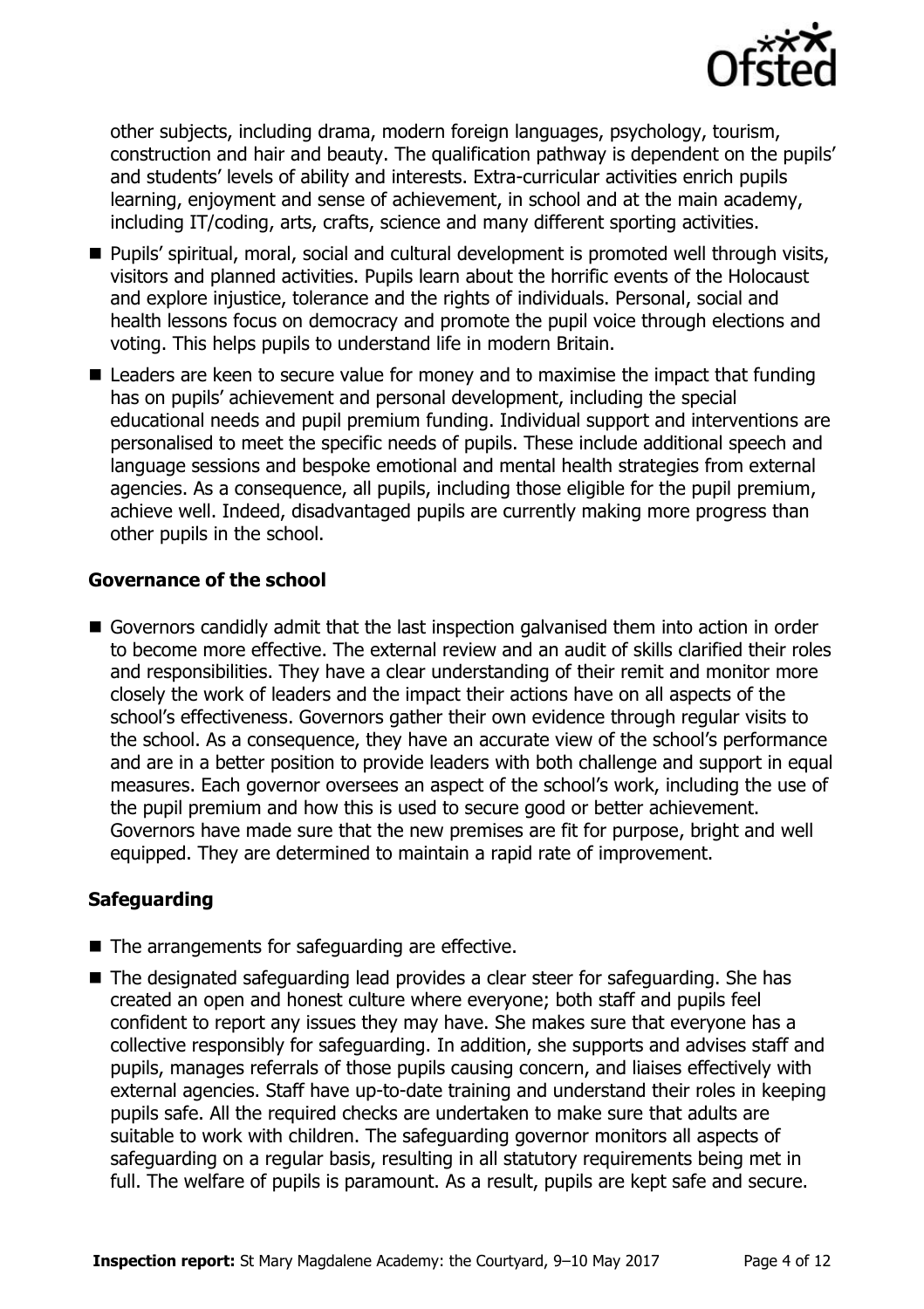other subjects, including drama, modern foreign languages, psychology, tourism, construction and hair and beauty. The qualification pathway is dependent on the pupils' and students' levels of ability and interests. Extra-curricular activities enrich pupils learning, enjoyment and sense of achievement, in school and at the main academy, including IT/coding, arts, crafts, science and many different sporting activities.

- Pupils' spiritual, moral, social and cultural development is promoted well through visits, visitors and planned activities. Pupils learn about the horrific events of the Holocaust and explore injustice, tolerance and the rights of individuals. Personal, social and health lessons focus on democracy and promote the pupil voice through elections and voting. This helps pupils to understand life in modern Britain.
- Leaders are keen to secure value for money and to maximise the impact that funding has on pupils' achievement and personal development, including the special educational needs and pupil premium funding. Individual support and interventions are personalised to meet the specific needs of pupils. These include additional speech and language sessions and bespoke emotional and mental health strategies from external agencies. As a consequence, all pupils, including those eligible for the pupil premium, achieve well. Indeed, disadvantaged pupils are currently making more progress than other pupils in the school.

### Governance of the school

- Governors candidly admit that the last inspection galvanised them into action in order to become more effective. The external review and an audit of skills clarified their roles and responsibilities. They have a clear understanding of their remit and monitor more closely the work of leaders and the impact their actions have on all aspects of the school's effectiveness. Governors gather their own evidence through regular visits to the school. As a consequence, they have an accurate view of the school's performance and are in a better position to provide leaders with both challenge and support in equal measures. Each governor oversees an aspect of the school's work, including the use of the pupil premium and how this is used to secure good or better achievement. Governors have made sure that the new premises are fit for purpose, bright and well equipped. They are determined to maintain a rapid rate of improvement.

### Safeguarding

- The arrangements for safeguarding are effective.
- The designated safeguarding lead provides a clear steer for safeguarding. She has created an open and honest culture where everyone; both staff and pupils feel confident to report any issues they may have. She makes sure that everyone has a collective responsibly for safeguarding. In addition, she supports and advises staff and pupils, manages referrals of those pupils causing concern, and liaises effectively with external agencies. Staff have up-to-date training and understand their roles in keeping pupils safe. All the required checks are undertaken to make sure that adults are suitable to work with children. The safeguarding governor monitors all aspects of safeguarding on a regular basis, resulting in all statutory requirements being met in full. The welfare of pupils is paramount. As a result, pupils are kept safe and secure.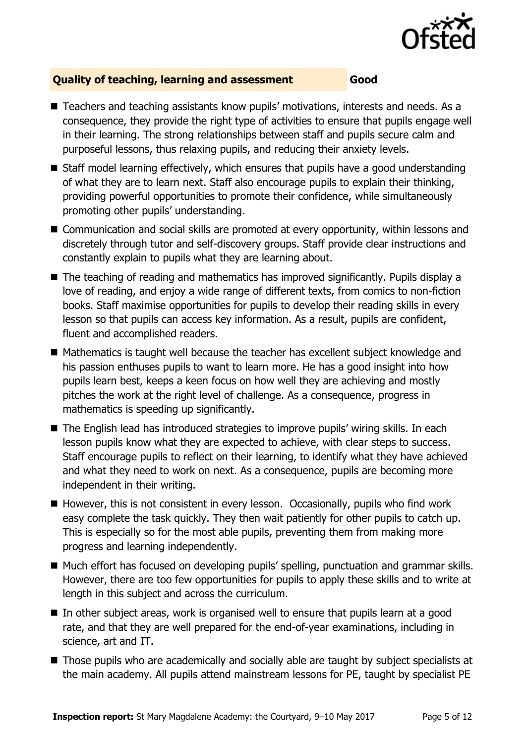**Quality of teaching, learning and assessment** **Good**

- Teachers and teaching assistants know pupils' motivations, interests and needs. As a consequence, they provide the right type of activities to ensure that pupils engage well in their learning. The strong relationships between staff and pupils secure calm and purposeful lessons, thus relaxing pupils, and reducing their anxiety levels.
- Staff model learning effectively, which ensures that pupils have a good understanding of what they are to learn next. Staff also encourage pupils to explain their thinking, providing powerful opportunities to promote their confidence, while simultaneously promoting other pupils' understanding.
- Communication and social skills are promoted at every opportunity, within lessons and discretely through tutor and self-discovery groups. Staff provide clear instructions and constantly explain to pupils what they are learning about.
- The teaching of reading and mathematics has improved significantly. Pupils display a love of reading, and enjoy a wide range of different texts, from comics to non-fiction books. Staff maximise opportunities for pupils to develop their reading skills in every lesson so that pupils can access key information. As a result, pupils are confident, fluent and accomplished readers.
- Mathematics is taught well because the teacher has excellent subject knowledge and his passion enthuses pupils to want to learn more. He has a good insight into how pupils learn best, keeps a keen focus on how well they are achieving and mostly pitches the work at the right level of challenge. As a consequence, progress in mathematics is speeding up significantly.
- The English lead has introduced strategies to improve pupils' wiring skills. In each lesson pupils know what they are expected to achieve, with clear steps to success. Staff encourage pupils to reflect on their learning, to identify what they have achieved and what they need to work on next. As a consequence, pupils are becoming more independent in their writing.
- However, this is not consistent in every lesson. Occasionally, pupils who find work easy complete the task quickly. They then wait patiently for other pupils to catch up. This is especially so for the most able pupils, preventing them from making more progress and learning independently.
- Much effort has focused on developing pupils' spelling, punctuation and grammar skills. However, there are too few opportunities for pupils to apply these skills and to write at length in this subject and across the curriculum.
- In other subject areas, work is organised well to ensure that pupils learn at a good rate, and that they are well prepared for the end-of-year examinations, including in science, art and IT.
- Those pupils who are academically and socially able are taught by subject specialists at the main academy. All pupils attend mainstream lessons for PE, taught by specialist PE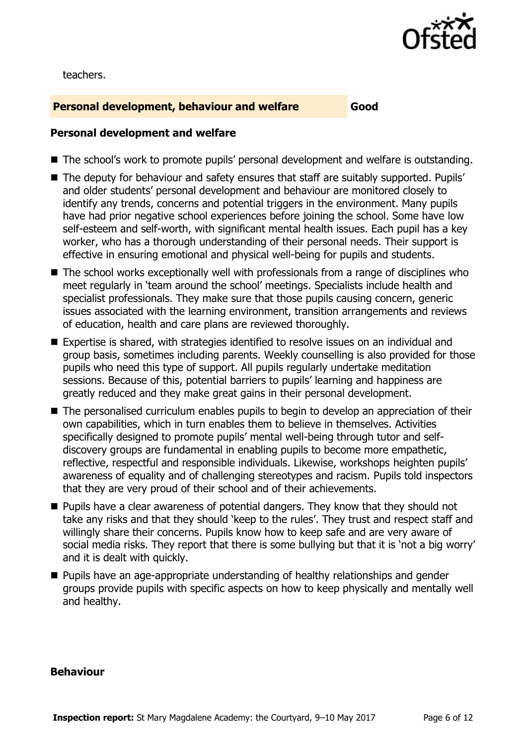teachers.

## Personal development, behaviour and welfare — Good

### Personal development and welfare

- The school's work to promote pupils' personal development and welfare is outstanding.
- The deputy for behaviour and safety ensures that staff are suitably supported. Pupils' and older students' personal development and behaviour are monitored closely to identify any trends, concerns and potential triggers in the environment. Many pupils have had prior negative school experiences before joining the school. Some have low self-esteem and self-worth, with significant mental health issues. Each pupil has a key worker, who has a thorough understanding of their personal needs. Their support is effective in ensuring emotional and physical well-being for pupils and students.
- The school works exceptionally well with professionals from a range of disciplines who meet regularly in 'team around the school' meetings. Specialists include health and specialist professionals. They make sure that those pupils causing concern, generic issues associated with the learning environment, transition arrangements and reviews of education, health and care plans are reviewed thoroughly.
- Expertise is shared, with strategies identified to resolve issues on an individual and group basis, sometimes including parents. Weekly counselling is also provided for those pupils who need this type of support. All pupils regularly undertake meditation sessions. Because of this, potential barriers to pupils' learning and happiness are greatly reduced and they make great gains in their personal development.
- The personalised curriculum enables pupils to begin to develop an appreciation of their own capabilities, which in turn enables them to believe in themselves. Activities specifically designed to promote pupils' mental well-being through tutor and self-discovery groups are fundamental in enabling pupils to become more empathetic, reflective, respectful and responsible individuals. Likewise, workshops heighten pupils' awareness of equality and of challenging stereotypes and racism. Pupils told inspectors that they are very proud of their school and of their achievements.
- Pupils have a clear awareness of potential dangers. They know that they should not take any risks and that they should 'keep to the rules'. They trust and respect staff and willingly share their concerns. Pupils know how to keep safe and are very aware of social media risks. They report that there is some bullying but that it is 'not a big worry' and it is dealt with quickly.
- Pupils have an age-appropriate understanding of healthy relationships and gender groups provide pupils with specific aspects on how to keep physically and mentally well and healthy.

### Behaviour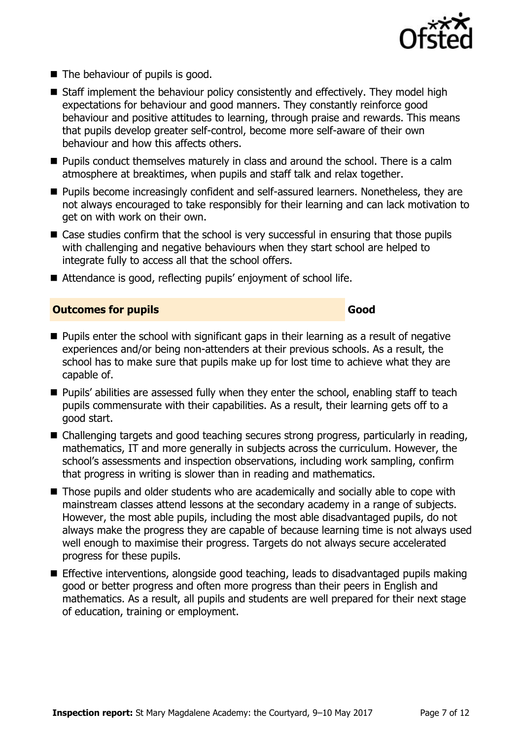- The behaviour of pupils is good.
- Staff implement the behaviour policy consistently and effectively. They model high expectations for behaviour and good manners. They constantly reinforce good behaviour and positive attitudes to learning, through praise and rewards. This means that pupils develop greater self-control, become more self-aware of their own behaviour and how this affects others.
- Pupils conduct themselves maturely in class and around the school. There is a calm atmosphere at breaktimes, when pupils and staff talk and relax together.
- Pupils become increasingly confident and self-assured learners. Nonetheless, they are not always encouraged to take responsibly for their learning and can lack motivation to get on with work on their own.
- Case studies confirm that the school is very successful in ensuring that those pupils with challenging and negative behaviours when they start school are helped to integrate fully to access all that the school offers.
- Attendance is good, reflecting pupils' enjoyment of school life.

## Outcomes for pupils — Good

- Pupils enter the school with significant gaps in their learning as a result of negative experiences and/or being non-attenders at their previous schools. As a result, the school has to make sure that pupils make up for lost time to achieve what they are capable of.
- Pupils' abilities are assessed fully when they enter the school, enabling staff to teach pupils commensurate with their capabilities. As a result, their learning gets off to a good start.
- Challenging targets and good teaching secures strong progress, particularly in reading, mathematics, IT and more generally in subjects across the curriculum. However, the school's assessments and inspection observations, including work sampling, confirm that progress in writing is slower than in reading and mathematics.
- Those pupils and older students who are academically and socially able to cope with mainstream classes attend lessons at the secondary academy in a range of subjects. However, the most able pupils, including the most able disadvantaged pupils, do not always make the progress they are capable of because learning time is not always used well enough to maximise their progress. Targets do not always secure accelerated progress for these pupils.
- Effective interventions, alongside good teaching, leads to disadvantaged pupils making good or better progress and often more progress than their peers in English and mathematics. As a result, all pupils and students are well prepared for their next stage of education, training or employment.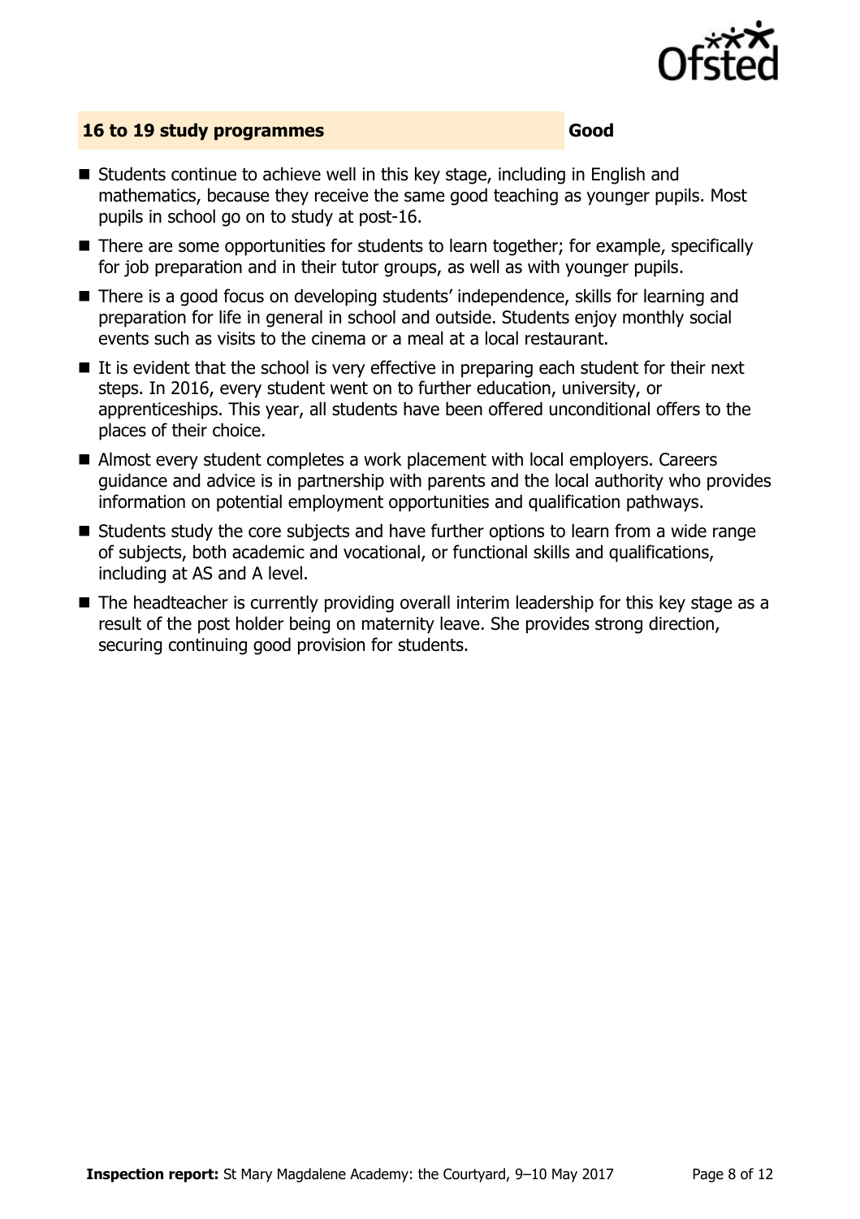## 16 to 19 study programmes — Good

- Students continue to achieve well in this key stage, including in English and mathematics, because they receive the same good teaching as younger pupils. Most pupils in school go on to study at post-16.
- There are some opportunities for students to learn together; for example, specifically for job preparation and in their tutor groups, as well as with younger pupils.
- There is a good focus on developing students' independence, skills for learning and preparation for life in general in school and outside. Students enjoy monthly social events such as visits to the cinema or a meal at a local restaurant.
- It is evident that the school is very effective in preparing each student for their next steps. In 2016, every student went on to further education, university, or apprenticeships. This year, all students have been offered unconditional offers to the places of their choice.
- Almost every student completes a work placement with local employers. Careers guidance and advice is in partnership with parents and the local authority who provides information on potential employment opportunities and qualification pathways.
- Students study the core subjects and have further options to learn from a wide range of subjects, both academic and vocational, or functional skills and qualifications, including at AS and A level.
- The headteacher is currently providing overall interim leadership for this key stage as a result of the post holder being on maternity leave. She provides strong direction, securing continuing good provision for students.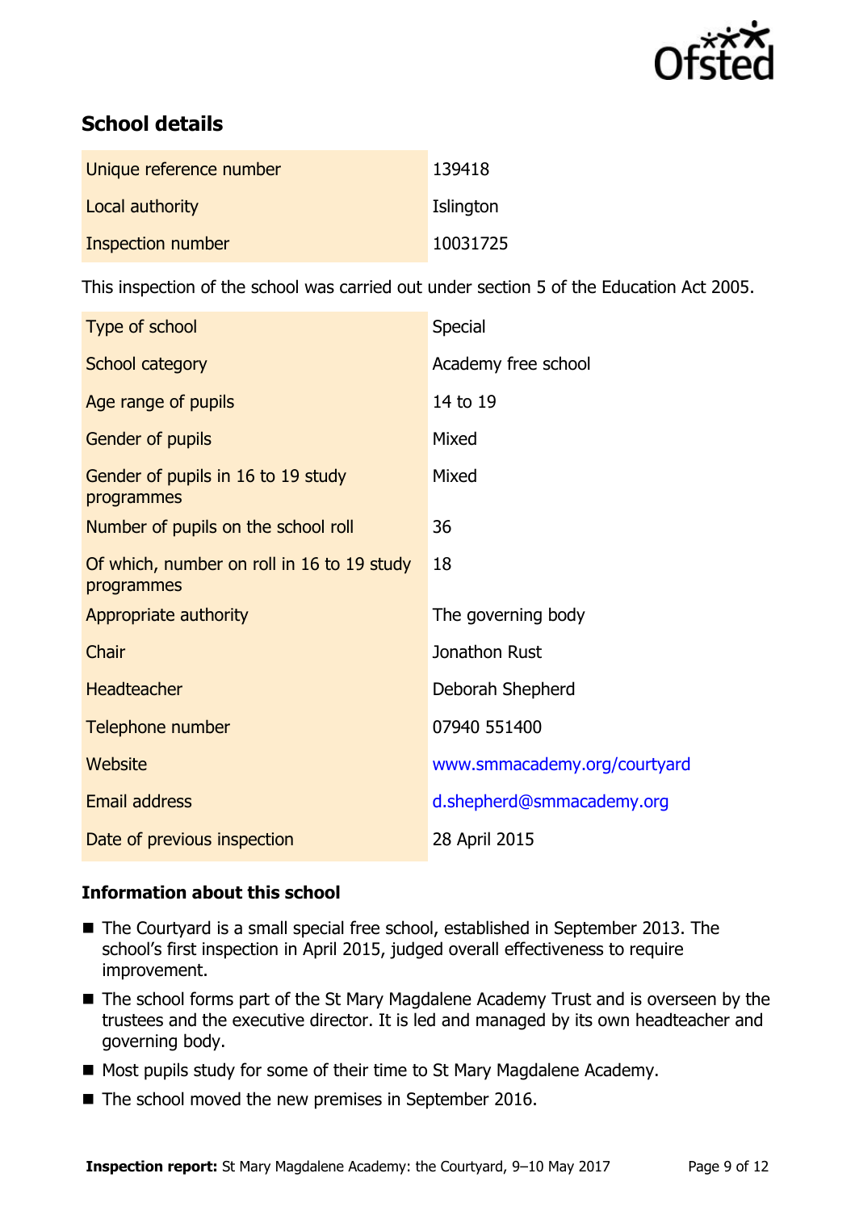## School details

| | |
|---|---|
| Unique reference number | 139418 |
| Local authority | Islington |
| Inspection number | 10031725 |

This inspection of the school was carried out under section 5 of the Education Act 2005.

| | |
|---|---|
| Type of school | Special |
| School category | Academy free school |
| Age range of pupils | 14 to 19 |
| Gender of pupils | Mixed |
| Gender of pupils in 16 to 19 study programmes | Mixed |
| Number of pupils on the school roll | 36 |
| Of which, number on roll in 16 to 19 study programmes | 18 |
| Appropriate authority | The governing body |
| Chair | Jonathon Rust |
| Headteacher | Deborah Shepherd |
| Telephone number | 07940 551400 |
| Website | www.smmacademy.org/courtyard |
| Email address | d.shepherd@smmacademy.org |
| Date of previous inspection | 28 April 2015 |

### Information about this school

- The Courtyard is a small special free school, established in September 2013. The school's first inspection in April 2015, judged overall effectiveness to require improvement.
- The school forms part of the St Mary Magdalene Academy Trust and is overseen by the trustees and the executive director. It is led and managed by its own headteacher and governing body.
- Most pupils study for some of their time to St Mary Magdalene Academy.
- The school moved the new premises in September 2016.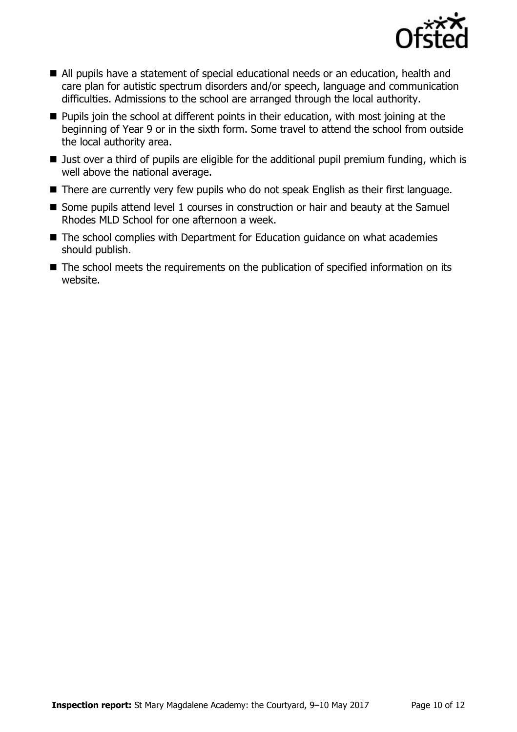- All pupils have a statement of special educational needs or an education, health and care plan for autistic spectrum disorders and/or speech, language and communication difficulties. Admissions to the school are arranged through the local authority.
- Pupils join the school at different points in their education, with most joining at the beginning of Year 9 or in the sixth form. Some travel to attend the school from outside the local authority area.
- Just over a third of pupils are eligible for the additional pupil premium funding, which is well above the national average.
- There are currently very few pupils who do not speak English as their first language.
- Some pupils attend level 1 courses in construction or hair and beauty at the Samuel Rhodes MLD School for one afternoon a week.
- The school complies with Department for Education guidance on what academies should publish.
- The school meets the requirements on the publication of specified information on its website.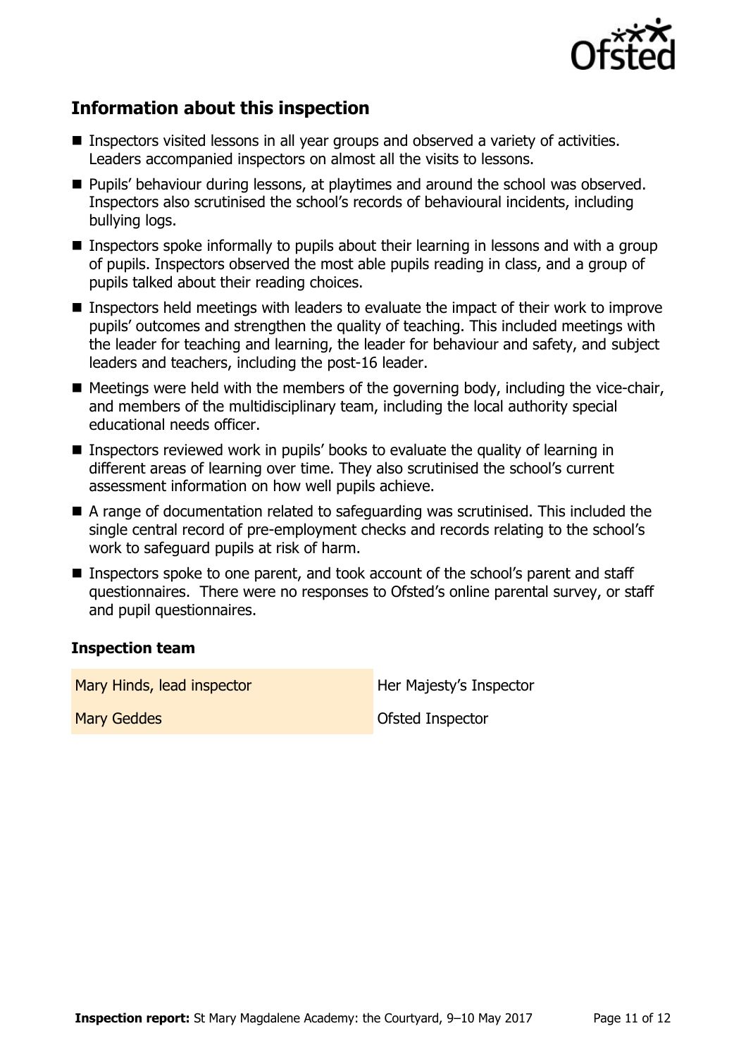## Information about this inspection

- Inspectors visited lessons in all year groups and observed a variety of activities. Leaders accompanied inspectors on almost all the visits to lessons.
- Pupils' behaviour during lessons, at playtimes and around the school was observed. Inspectors also scrutinised the school's records of behavioural incidents, including bullying logs.
- Inspectors spoke informally to pupils about their learning in lessons and with a group of pupils. Inspectors observed the most able pupils reading in class, and a group of pupils talked about their reading choices.
- Inspectors held meetings with leaders to evaluate the impact of their work to improve pupils' outcomes and strengthen the quality of teaching. This included meetings with the leader for teaching and learning, the leader for behaviour and safety, and subject leaders and teachers, including the post-16 leader.
- Meetings were held with the members of the governing body, including the vice-chair, and members of the multidisciplinary team, including the local authority special educational needs officer.
- Inspectors reviewed work in pupils' books to evaluate the quality of learning in different areas of learning over time. They also scrutinised the school's current assessment information on how well pupils achieve.
- A range of documentation related to safeguarding was scrutinised. This included the single central record of pre-employment checks and records relating to the school's work to safeguard pupils at risk of harm.
- Inspectors spoke to one parent, and took account of the school's parent and staff questionnaires. There were no responses to Ofsted's online parental survey, or staff and pupil questionnaires.

### Inspection team

| | |
|---|---|
| Mary Hinds, lead inspector | Her Majesty's Inspector |
| Mary Geddes | Ofsted Inspector |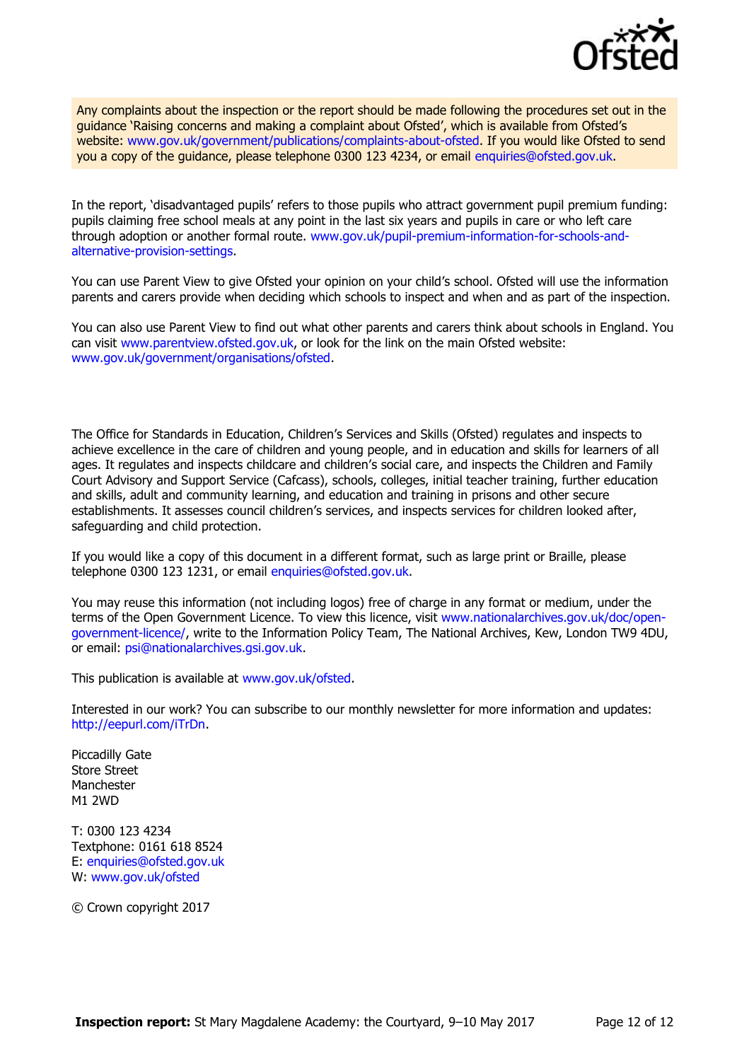Any complaints about the inspection or the report should be made following the procedures set out in the guidance 'Raising concerns and making a complaint about Ofsted', which is available from Ofsted's website: www.gov.uk/government/publications/complaints-about-ofsted. If you would like Ofsted to send you a copy of the guidance, please telephone 0300 123 4234, or email enquiries@ofsted.gov.uk.

In the report, 'disadvantaged pupils' refers to those pupils who attract government pupil premium funding: pupils claiming free school meals at any point in the last six years and pupils in care or who left care through adoption or another formal route. www.gov.uk/pupil-premium-information-for-schools-and-alternative-provision-settings.

You can use Parent View to give Ofsted your opinion on your child's school. Ofsted will use the information parents and carers provide when deciding which schools to inspect and when and as part of the inspection.

You can also use Parent View to find out what other parents and carers think about schools in England. You can visit www.parentview.ofsted.gov.uk, or look for the link on the main Ofsted website: www.gov.uk/government/organisations/ofsted.

The Office for Standards in Education, Children's Services and Skills (Ofsted) regulates and inspects to achieve excellence in the care of children and young people, and in education and skills for learners of all ages. It regulates and inspects childcare and children's social care, and inspects the Children and Family Court Advisory and Support Service (Cafcass), schools, colleges, initial teacher training, further education and skills, adult and community learning, and education and training in prisons and other secure establishments. It assesses council children's services, and inspects services for children looked after, safeguarding and child protection.

If you would like a copy of this document in a different format, such as large print or Braille, please telephone 0300 123 1231, or email enquiries@ofsted.gov.uk.

You may reuse this information (not including logos) free of charge in any format or medium, under the terms of the Open Government Licence. To view this licence, visit www.nationalarchives.gov.uk/doc/open-government-licence/, write to the Information Policy Team, The National Archives, Kew, London TW9 4DU, or email: psi@nationalarchives.gsi.gov.uk.

This publication is available at www.gov.uk/ofsted.

Interested in our work? You can subscribe to our monthly newsletter for more information and updates: http://eepurl.com/iTrDn.

Piccadilly Gate
Store Street
Manchester
M1 2WD

T: 0300 123 4234
Textphone: 0161 618 8524
E: enquiries@ofsted.gov.uk
W: www.gov.uk/ofsted

© Crown copyright 2017